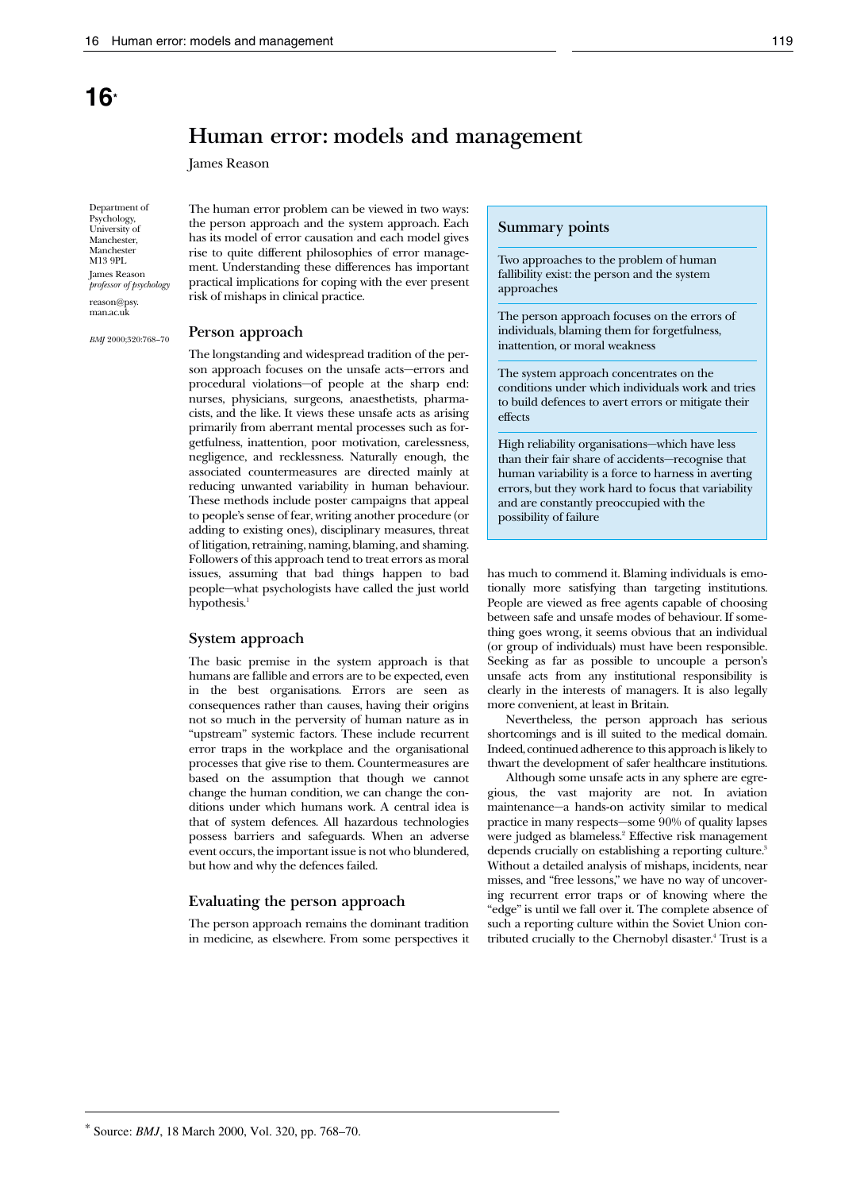# 16*

## Human error: models and management

James Reason

Department of Psychology, University of Manchester, Manchester M13 9PL
James Reason *professor of psychology*
reason@psy.man.ac.uk

*BMJ* 2000;320:768–70

The human error problem can be viewed in two ways: the person approach and the system approach. Each has its model of error causation and each model gives rise to quite different philosophies of error management. Understanding these differences has important practical implications for coping with the ever present risk of mishaps in clinical practice.

### Person approach

The longstanding and widespread tradition of the person approach focuses on the unsafe acts—errors and procedural violations—of people at the sharp end: nurses, physicians, surgeons, anaesthetists, pharmacists, and the like. It views these unsafe acts as arising primarily from aberrant mental processes such as forgetfulness, inattention, poor motivation, carelessness, negligence, and recklessness. Naturally enough, the associated countermeasures are directed mainly at reducing unwanted variability in human behaviour. These methods include poster campaigns that appeal to people's sense of fear, writing another procedure (or adding to existing ones), disciplinary measures, threat of litigation, retraining, naming, blaming, and shaming. Followers of this approach tend to treat errors as moral issues, assuming that bad things happen to bad people—what psychologists have called the just world hypothesis.[1]

### System approach

The basic premise in the system approach is that humans are fallible and errors are to be expected, even in the best organisations. Errors are seen as consequences rather than causes, having their origins not so much in the perversity of human nature as in "upstream" systemic factors. These include recurrent error traps in the workplace and the organisational processes that give rise to them. Countermeasures are based on the assumption that though we cannot change the human condition, we can change the conditions under which humans work. A central idea is that of system defences. All hazardous technologies possess barriers and safeguards. When an adverse event occurs, the important issue is not who blundered, but how and why the defences failed.

### Evaluating the person approach

The person approach remains the dominant tradition in medicine, as elsewhere. From some perspectives it has much to commend it. Blaming individuals is emotionally more satisfying than targeting institutions. People are viewed as free agents capable of choosing between safe and unsafe modes of behaviour. If something goes wrong, it seems obvious that an individual (or group of individuals) must have been responsible. Seeking as far as possible to uncouple a person's unsafe acts from any institutional responsibility is clearly in the interests of managers. It is also legally more convenient, at least in Britain.

Nevertheless, the person approach has serious shortcomings and is ill suited to the medical domain. Indeed, continued adherence to this approach is likely to thwart the development of safer healthcare institutions.

Although some unsafe acts in any sphere are egregious, the vast majority are not. In aviation maintenance—a hands-on activity similar to medical practice in many respects—some 90% of quality lapses were judged as blameless.[2] Effective risk management depends crucially on establishing a reporting culture.[3] Without a detailed analysis of mishaps, incidents, near misses, and "free lessons," we have no way of uncovering recurrent error traps or of knowing where the "edge" is until we fall over it. The complete absence of such a reporting culture within the Soviet Union contributed crucially to the Chernobyl disaster.[4] Trust is a

> **Summary points**
>
> Two approaches to the problem of human fallibility exist: the person and the system approaches
>
> The person approach focuses on the errors of individuals, blaming them for forgetfulness, inattention, or moral weakness
>
> The system approach concentrates on the conditions under which individuals work and tries to build defences to avert errors or mitigate their effects
>
> High reliability organisations—which have less than their fair share of accidents—recognise that human variability is a force to harness in averting errors, but they work hard to focus that variability and are constantly preoccupied with the possibility of failure

* Source: *BMJ*, 18 March 2000, Vol. 320, pp. 768–70.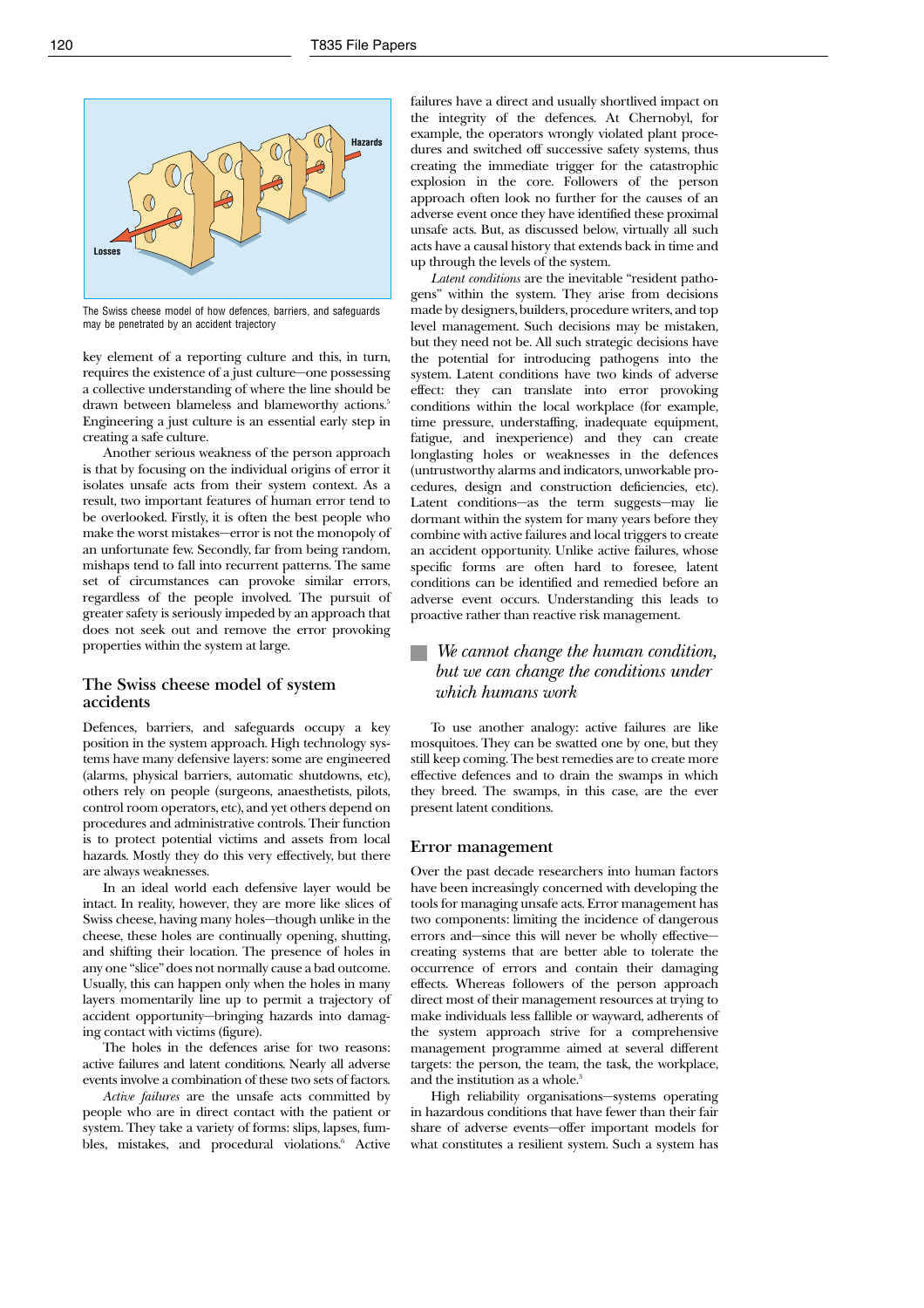Hazards

Losses

The Swiss cheese model of how defences, barriers, and safeguards may be penetrated by an accident trajectory

key element of a reporting culture and this, in turn, requires the existence of a just culture—one possessing a collective understanding of where the line should be drawn between blameless and blameworthy actions.[5] Engineering a just culture is an essential early step in creating a safe culture.

Another serious weakness of the person approach is that by focusing on the individual origins of error it isolates unsafe acts from their system context. As a result, two important features of human error tend to be overlooked. Firstly, it is often the best people who make the worst mistakes—error is not the monopoly of an unfortunate few. Secondly, far from being random, mishaps tend to fall into recurrent patterns. The same set of circumstances can provoke similar errors, regardless of the people involved. The pursuit of greater safety is seriously impeded by an approach that does not seek out and remove the error provoking properties within the system at large.

## The Swiss cheese model of system accidents

Defences, barriers, and safeguards occupy a key position in the system approach. High technology systems have many defensive layers: some are engineered (alarms, physical barriers, automatic shutdowns, etc), others rely on people (surgeons, anaesthetists, pilots, control room operators, etc), and yet others depend on procedures and administrative controls. Their function is to protect potential victims and assets from local hazards. Mostly they do this very effectively, but there are always weaknesses.

In an ideal world each defensive layer would be intact. In reality, however, they are more like slices of Swiss cheese, having many holes—though unlike in the cheese, these holes are continually opening, shutting, and shifting their location. The presence of holes in any one "slice" does not normally cause a bad outcome. Usually, this can happen only when the holes in many layers momentarily line up to permit a trajectory of accident opportunity—bringing hazards into damaging contact with victims (figure).

The holes in the defences arise for two reasons: active failures and latent conditions. Nearly all adverse events involve a combination of these two sets of factors.

*Active failures* are the unsafe acts committed by people who are in direct contact with the patient or system. They take a variety of forms: slips, lapses, fumbles, mistakes, and procedural violations.[6] Active failures have a direct and usually shortlived impact on the integrity of the defences. At Chernobyl, for example, the operators wrongly violated plant procedures and switched off successive safety systems, thus creating the immediate trigger for the catastrophic explosion in the core. Followers of the person approach often look no further for the causes of an adverse event once they have identified these proximal unsafe acts. But, as discussed below, virtually all such acts have a causal history that extends back in time and up through the levels of the system.

*Latent conditions* are the inevitable "resident pathogens" within the system. They arise from decisions made by designers, builders, procedure writers, and top level management. Such decisions may be mistaken, but they need not be. All such strategic decisions have the potential for introducing pathogens into the system. Latent conditions have two kinds of adverse effect: they can translate into error provoking conditions within the local workplace (for example, time pressure, understaffing, inadequate equipment, fatigue, and inexperience) and they can create longlasting holes or weaknesses in the defences (untrustworthy alarms and indicators, unworkable procedures, design and construction deficiencies, etc). Latent conditions—as the term suggests—may lie dormant within the system for many years before they combine with active failures and local triggers to create an accident opportunity. Unlike active failures, whose specific forms are often hard to foresee, latent conditions can be identified and remedied before an adverse event occurs. Understanding this leads to proactive rather than reactive risk management.

> *We cannot change the human condition, but we can change the conditions under which humans work*

To use another analogy: active failures are like mosquitoes. They can be swatted one by one, but they still keep coming. The best remedies are to create more effective defences and to drain the swamps in which they breed. The swamps, in this case, are the ever present latent conditions.

## Error management

Over the past decade researchers into human factors have been increasingly concerned with developing the tools for managing unsafe acts. Error management has two components: limiting the incidence of dangerous errors and—since this will never be wholly effective—creating systems that are better able to tolerate the occurrence of errors and contain their damaging effects. Whereas followers of the person approach direct most of their management resources at trying to make individuals less fallible or wayward, adherents of the system approach strive for a comprehensive management programme aimed at several different targets: the person, the team, the task, the workplace, and the institution as a whole.[3]

High reliability organisations—systems operating in hazardous conditions that have fewer than their fair share of adverse events—offer important models for what constitutes a resilient system. Such a system has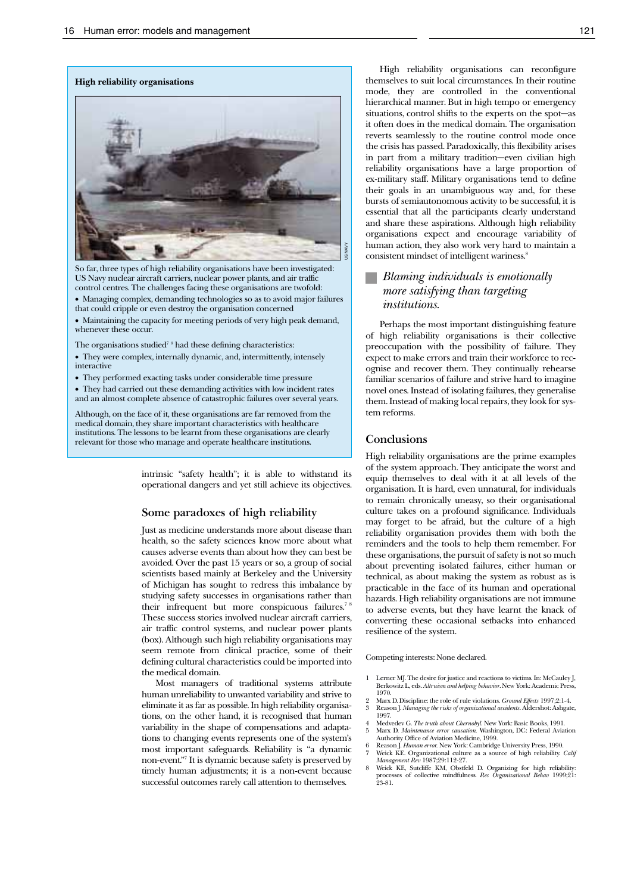**High reliability organisations**

US NAVY

So far, three types of high reliability organisations have been investigated: US Navy nuclear aircraft carriers, nuclear power plants, and air traffic control centres. The challenges facing these organisations are twofold:

- Managing complex, demanding technologies so as to avoid major failures that could cripple or even destroy the organisation concerned
- Maintaining the capacity for meeting periods of very high peak demand, whenever these occur.

The organisations studied[7 8] had these defining characteristics:

- They were complex, internally dynamic, and, intermittently, intensely interactive
- They performed exacting tasks under considerable time pressure
- They had carried out these demanding activities with low incident rates and an almost complete absence of catastrophic failures over several years.

Although, on the face of it, these organisations are far removed from the medical domain, they share important characteristics with healthcare institutions. The lessons to be learnt from these organisations are clearly relevant for those who manage and operate healthcare institutions.

intrinsic "safety health"; it is able to withstand its operational dangers and yet still achieve its objectives.

## Some paradoxes of high reliability

Just as medicine understands more about disease than health, so the safety sciences know more about what causes adverse events than about how they can best be avoided. Over the past 15 years or so, a group of social scientists based mainly at Berkeley and the University of Michigan has sought to redress this imbalance by studying safety successes in organisations rather than their infrequent but more conspicuous failures.[7 8] These success stories involved nuclear aircraft carriers, air traffic control systems, and nuclear power plants (box). Although such high reliability organisations may seem remote from clinical practice, some of their defining cultural characteristics could be imported into the medical domain.

Most managers of traditional systems attribute human unreliability to unwanted variability and strive to eliminate it as far as possible. In high reliability organisations, on the other hand, it is recognised that human variability in the shape of compensations and adaptations to changing events represents one of the system's most important safeguards. Reliability is "a dynamic non-event."[7] It is dynamic because safety is preserved by timely human adjustments; it is a non-event because successful outcomes rarely call attention to themselves.

High reliability organisations can reconfigure themselves to suit local circumstances. In their routine mode, they are controlled in the conventional hierarchical manner. But in high tempo or emergency situations, control shifts to the experts on the spot—as it often does in the medical domain. The organisation reverts seamlessly to the routine control mode once the crisis has passed. Paradoxically, this flexibility arises in part from a military tradition—even civilian high reliability organisations have a large proportion of ex-military staff. Military organisations tend to define their goals in an unambiguous way and, for these bursts of semiautonomous activity to be successful, it is essential that all the participants clearly understand and share these aspirations. Although high reliability organisations expect and encourage variability of human action, they also work very hard to maintain a consistent mindset of intelligent wariness.[8]

*Blaming individuals is emotionally more satisfying than targeting institutions.*

Perhaps the most important distinguishing feature of high reliability organisations is their collective preoccupation with the possibility of failure. They expect to make errors and train their workforce to recognise and recover them. They continually rehearse familiar scenarios of failure and strive hard to imagine novel ones. Instead of isolating failures, they generalise them. Instead of making local repairs, they look for system reforms.

## Conclusions

High reliability organisations are the prime examples of the system approach. They anticipate the worst and equip themselves to deal with it at all levels of the organisation. It is hard, even unnatural, for individuals to remain chronically uneasy, so their organisational culture takes on a profound significance. Individuals may forget to be afraid, but the culture of a high reliability organisation provides them with both the reminders and the tools to help them remember. For these organisations, the pursuit of safety is not so much about preventing isolated failures, either human or technical, as about making the system as robust as is practicable in the face of its human and operational hazards. High reliability organisations are not immune to adverse events, but they have learnt the knack of converting these occasional setbacks into enhanced resilience of the system.

Competing interests: None declared.

1. Lerner MJ. The desire for justice and reactions to victims. In: McCauley J, Berkowitz L, eds. *Altruism and helping behavior*. New York: Academic Press, 1970.
2. Marx D. Discipline: the role of rule violations. *Ground Effects* 1997;2:1-4.
3. Reason J. *Managing the risks of organizational accidents*. Aldershot: Ashgate, 1997.
4. Medvedev G. *The truth about Chernobyl*. New York: Basic Books, 1991.
5. Marx D. *Maintenance error causation*. Washington, DC: Federal Aviation Authority Office of Aviation Medicine, 1999.
6. Reason J. *Human error*. New York: Cambridge University Press, 1990.
7. Weick KE. Organizational culture as a source of high reliability. *Calif Management Rev* 1987;29:112-27.
8. Weick KE, Sutcliffe KM, Obstfeld D. Organizing for high reliability: processes of collective mindfulness. *Res Organizational Behav* 1999;21:23-81.